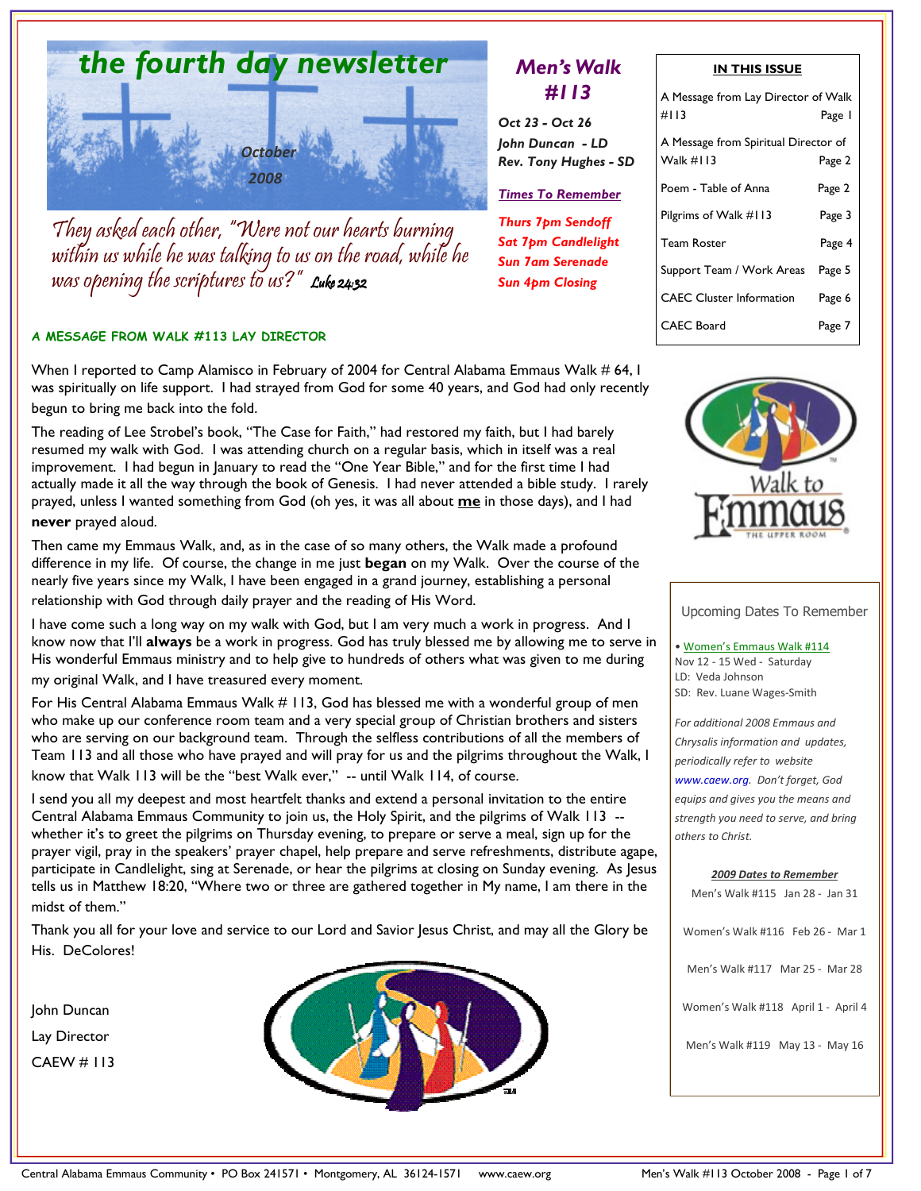# the fourth day newsletter

October 2008

*They asked each other, "Were not our hearts burning within us while he was talking to us on the road, while he was opening the scriptures to us?"* Luke 24:32

## Men's Walk #113

***Oct 23 - Oct 26***
***John Duncan - LD***
***Rev. Tony Hughes - SD***

***Times To Remember***

***Thurs 7pm Sendoff***
***Sat 7pm Candlelight***
***Sun 7am Serenade***
***Sun 4pm Closing***

**IN THIS ISSUE**

| | |
|---|---|
| A Message from Lay Director of Walk #113 | Page 1 |
| A Message from Spiritual Director of Walk #113 | Page 2 |
| Poem - Table of Anna | Page 2 |
| Pilgrims of Walk #113 | Page 3 |
| Team Roster | Page 4 |
| Support Team / Work Areas | Page 5 |
| CAEC Cluster Information | Page 6 |
| CAEC Board | Page 7 |

### A MESSAGE FROM WALK #113 LAY DIRECTOR

When I reported to Camp Alamisco in February of 2004 for Central Alabama Emmaus Walk # 64, I was spiritually on life support. I had strayed from God for some 40 years, and God had only recently begun to bring me back into the fold.

The reading of Lee Strobel's book, "The Case for Faith," had restored my faith, but I had barely resumed my walk with God. I was attending church on a regular basis, which in itself was a real improvement. I had begun in January to read the "One Year Bible," and for the first time I had actually made it all the way through the book of Genesis. I had never attended a bible study. I rarely prayed, unless I wanted something from God (oh yes, it was all about **me** in those days), and I had **never** prayed aloud.

Then came my Emmaus Walk, and, as in the case of so many others, the Walk made a profound difference in my life. Of course, the change in me just **began** on my Walk. Over the course of the nearly five years since my Walk, I have been engaged in a grand journey, establishing a personal relationship with God through daily prayer and the reading of His Word.

I have come such a long way on my walk with God, but I am very much a work in progress. And I know now that I'll **always** be a work in progress. God has truly blessed me by allowing me to serve in His wonderful Emmaus ministry and to help give to hundreds of others what was given to me during my original Walk, and I have treasured every moment.

For His Central Alabama Emmaus Walk # 113, God has blessed me with a wonderful group of men who make up our conference room team and a very special group of Christian brothers and sisters who are serving on our background team. Through the selfless contributions of all the members of Team 113 and all those who have prayed and will pray for us and the pilgrims throughout the Walk, I know that Walk 113 will be the "best Walk ever," -- until Walk 114, of course.

I send you all my deepest and most heartfelt thanks and extend a personal invitation to the entire Central Alabama Emmaus Community to join us, the Holy Spirit, and the pilgrims of Walk 113 -- whether it's to greet the pilgrims on Thursday evening, to prepare or serve a meal, sign up for the prayer vigil, pray in the speakers' prayer chapel, help prepare and serve refreshments, distribute agape, participate in Candlelight, sing at Serenade, or hear the pilgrims at closing on Sunday evening. As Jesus tells us in Matthew 18:20, "Where two or three are gathered together in My name, I am there in the midst of them."

Thank you all for your love and service to our Lord and Savior Jesus Christ, and may all the Glory be His. DeColores!

John Duncan
Lay Director
CAEW # 113

Upcoming Dates To Remember

- Women's Emmaus Walk #114
  Nov 12 - 15 Wed - Saturday
  LD: Veda Johnson
  SD: Rev. Luane Wages-Smith

*For additional 2008 Emmaus and Chrysalis information and updates, periodically refer to website www.caew.org. Don't forget, God equips and gives you the means and strength you need to serve, and bring others to Christ.*

***2009 Dates to Remember***

Men's Walk #115 Jan 28 - Jan 31

Women's Walk #116 Feb 26 - Mar 1

Men's Walk #117 Mar 25 - Mar 28

Women's Walk #118 April 1 - April 4

Men's Walk #119 May 13 - May 16

Central Alabama Emmaus Community • PO Box 241571 • Montgomery, AL 36124-1571 www.caew.org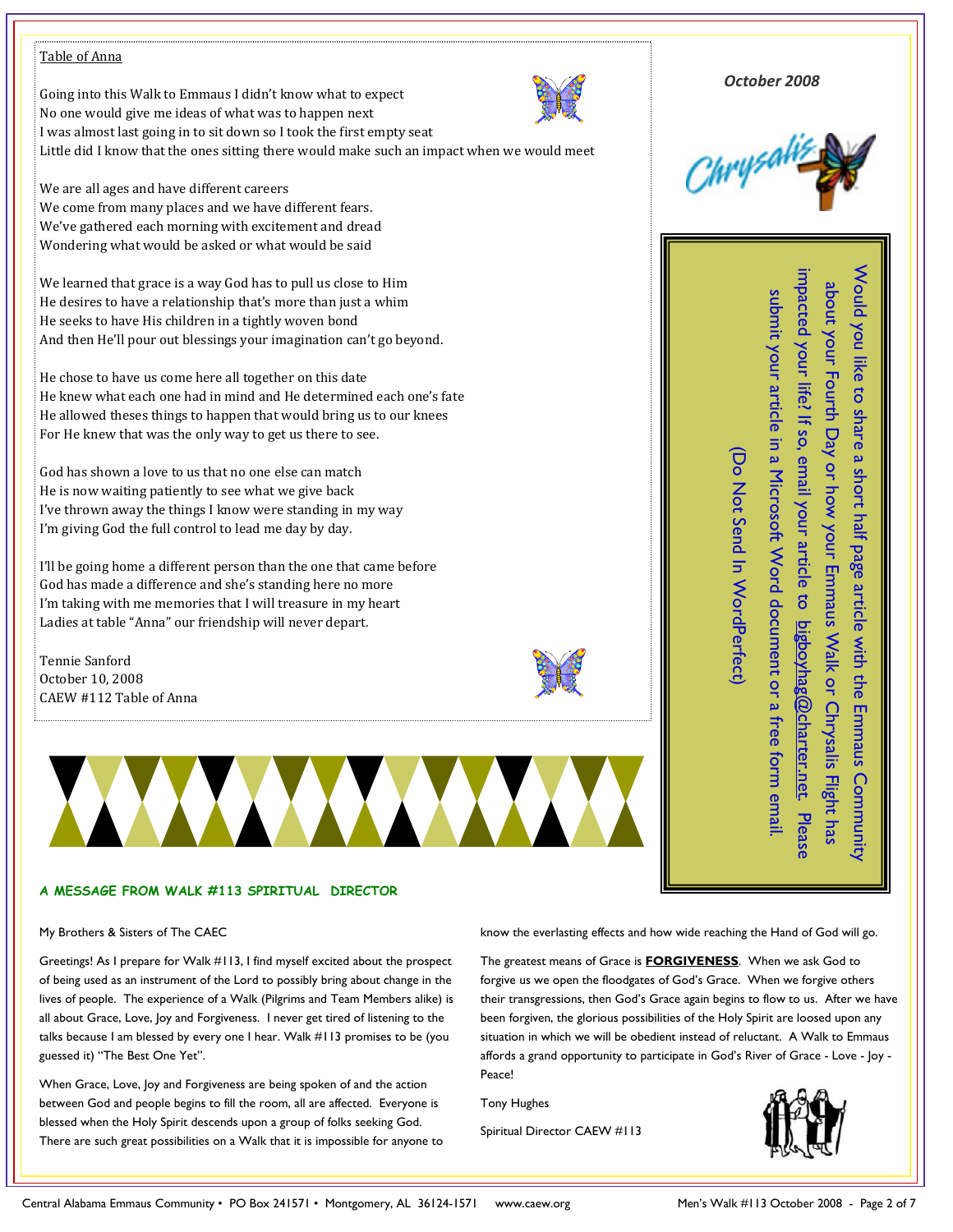## Table of Anna

Going into this Walk to Emmaus I didn't know what to expect
No one would give me ideas of what was to happen next
I was almost last going in to sit down so I took the first empty seat
Little did I know that the ones sitting there would make such an impact when we would meet

We are all ages and have different careers
We come from many places and we have different fears.
We've gathered each morning with excitement and dread
Wondering what would be asked or what would be said

We learned that grace is a way God has to pull us close to Him
He desires to have a relationship that's more than just a whim
He seeks to have His children in a tightly woven bond
And then He'll pour out blessings your imagination can't go beyond.

He chose to have us come here all together on this date
He knew what each one had in mind and He determined each one's fate
He allowed theses things to happen that would bring us to our knees
For He knew that was the only way to get us there to see.

God has shown a love to us that no one else can match
He is now waiting patiently to see what we give back
I've thrown away the things I know were standing in my way
I'm giving God the full control to lead me day by day.

I'll be going home a different person than the one that came before
God has made a difference and she's standing here no more
I'm taking with me memories that I will treasure in my heart
Ladies at table "Anna" our friendship will never depart.

Tennie Sanford
October 10, 2008
CAEW #112 Table of Anna

*October 2008*

Chrysalis

Would you like to share a short half page article with the Emmaus Community about your Fourth Day or how your Emmaus Walk or Chrysalis Flight has impacted your life? If so, email your article to bigboyhag@charter.net. Please submit your article in a Microsoft Word document or a free form email.

(Do Not Send In WordPerfect)

## A MESSAGE FROM WALK #113 SPIRITUAL DIRECTOR

My Brothers & Sisters of The CAEC

Greetings! As I prepare for Walk #113, I find myself excited about the prospect of being used as an instrument of the Lord to possibly bring about change in the lives of people. The experience of a Walk (Pilgrims and Team Members alike) is all about Grace, Love, Joy and Forgiveness. I never get tired of listening to the talks because I am blessed by every one I hear. Walk #113 promises to be (you guessed it) "The Best One Yet".

When Grace, Love, Joy and Forgiveness are being spoken of and the action between God and people begins to fill the room, all are affected. Everyone is blessed when the Holy Spirit descends upon a group of folks seeking God. There are such great possibilities on a Walk that it is impossible for anyone to know the everlasting effects and how wide reaching the Hand of God will go.

The greatest means of Grace is **FORGIVENESS**. When we ask God to forgive us we open the floodgates of God's Grace. When we forgive others their transgressions, then God's Grace again begins to flow to us. After we have been forgiven, the glorious possibilities of the Holy Spirit are loosed upon any situation in which we will be obedient instead of reluctant. A Walk to Emmaus affords a grand opportunity to participate in God's River of Grace - Love - Joy - Peace!

Tony Hughes

Spiritual Director CAEW #113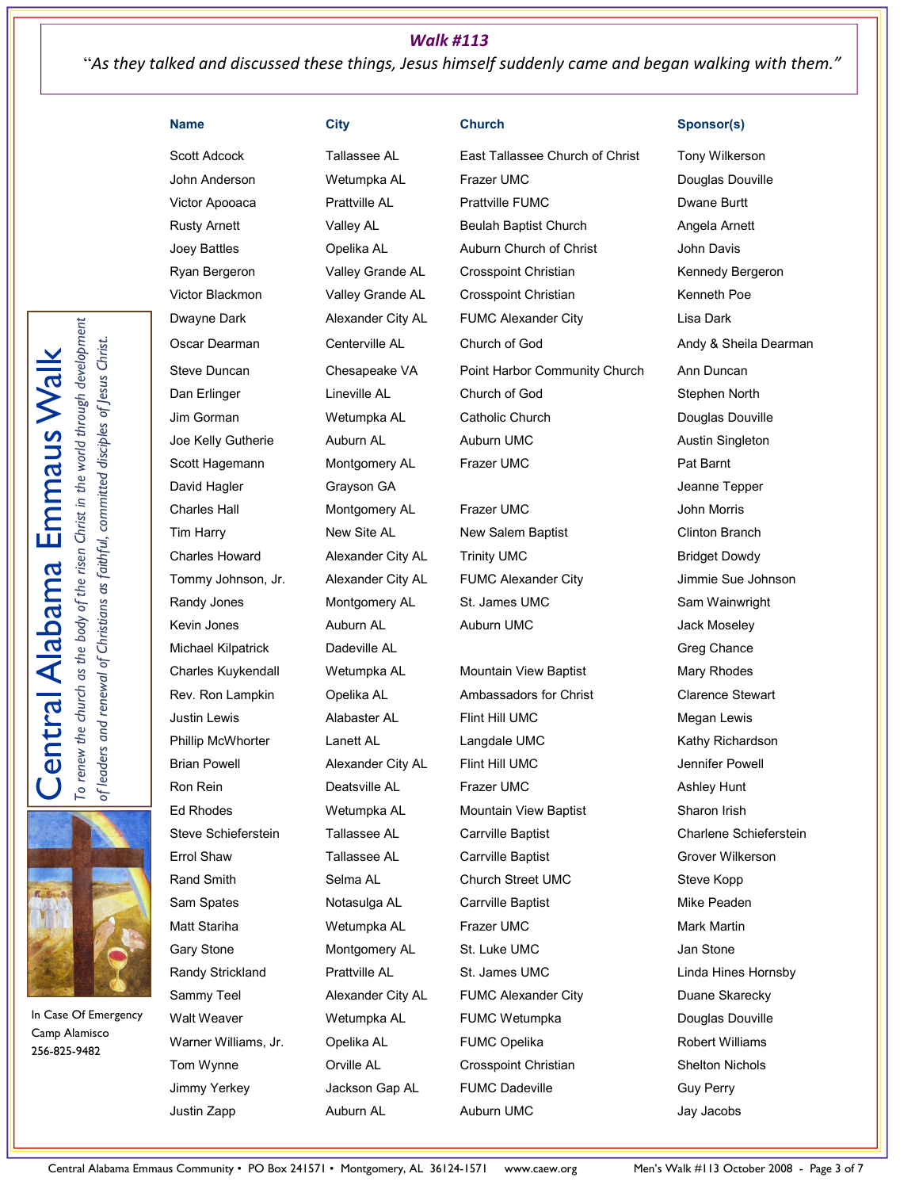## *Walk #113*

*"As they talked and discussed these things, Jesus himself suddenly came and began walking with them."*

| Name | City | Church | Sponsor(s) |
|---|---|---|---|
| Scott Adcock | Tallassee AL | East Tallassee Church of Christ | Tony Wilkerson |
| John Anderson | Wetumpka AL | Frazer UMC | Douglas Douville |
| Victor Apooaca | Prattville AL | Prattville FUMC | Dwane Burtt |
| Rusty Arnett | Valley AL | Beulah Baptist Church | Angela Arnett |
| Joey Battles | Opelika AL | Auburn Church of Christ | John Davis |
| Ryan Bergeron | Valley Grande AL | Crosspoint Christian | Kennedy Bergeron |
| Victor Blackmon | Valley Grande AL | Crosspoint Christian | Kenneth Poe |
| Dwayne Dark | Alexander City AL | FUMC Alexander City | Lisa Dark |
| Oscar Dearman | Centerville AL | Church of God | Andy & Sheila Dearman |
| Steve Duncan | Chesapeake VA | Point Harbor Community Church | Ann Duncan |
| Dan Erlinger | Lineville AL | Church of God | Stephen North |
| Jim Gorman | Wetumpka AL | Catholic Church | Douglas Douville |
| Joe Kelly Gutherie | Auburn AL | Auburn UMC | Austin Singleton |
| Scott Hagemann | Montgomery AL | Frazer UMC | Pat Barnt |
| David Hagler | Grayson GA | | Jeanne Tepper |
| Charles Hall | Montgomery AL | Frazer UMC | John Morris |
| Tim Harry | New Site AL | New Salem Baptist | Clinton Branch |
| Charles Howard | Alexander City AL | Trinity UMC | Bridget Dowdy |
| Tommy Johnson, Jr. | Alexander City AL | FUMC Alexander City | Jimmie Sue Johnson |
| Randy Jones | Montgomery AL | St. James UMC | Sam Wainwright |
| Kevin Jones | Auburn AL | Auburn UMC | Jack Moseley |
| Michael Kilpatrick | Dadeville AL | | Greg Chance |
| Charles Kuykendall | Wetumpka AL | Mountain View Baptist | Mary Rhodes |
| Rev. Ron Lampkin | Opelika AL | Ambassadors for Christ | Clarence Stewart |
| Justin Lewis | Alabaster AL | Flint Hill UMC | Megan Lewis |
| Phillip McWhorter | Lanett AL | Langdale UMC | Kathy Richardson |
| Brian Powell | Alexander City AL | Flint Hill UMC | Jennifer Powell |
| Ron Rein | Deatsville AL | Frazer UMC | Ashley Hunt |
| Ed Rhodes | Wetumpka AL | Mountain View Baptist | Sharon Irish |
| Steve Schieferstein | Tallassee AL | Carrville Baptist | Charlene Schieferstein |
| Errol Shaw | Tallassee AL | Carrville Baptist | Grover Wilkerson |
| Rand Smith | Selma AL | Church Street UMC | Steve Kopp |
| Sam Spates | Notasulga AL | Carrville Baptist | Mike Peaden |
| Matt Stariha | Wetumpka AL | Frazer UMC | Mark Martin |
| Gary Stone | Montgomery AL | St. Luke UMC | Jan Stone |
| Randy Strickland | Prattville AL | St. James UMC | Linda Hines Hornsby |
| Sammy Teel | Alexander City AL | FUMC Alexander City | Duane Skarecky |
| Walt Weaver | Wetumpka AL | FUMC Wetumpka | Douglas Douville |
| Warner Williams, Jr. | Opelika AL | FUMC Opelika | Robert Williams |
| Tom Wynne | Orville AL | Crosspoint Christian | Shelton Nichols |
| Jimmy Yerkey | Jackson Gap AL | FUMC Dadeville | Guy Perry |
| Justin Zapp | Auburn AL | Auburn UMC | Jay Jacobs |

# Central Alabama Emmaus Walk

*To renew the church as the body of the risen Christ in the world through development of leaders and renewal of Christians as faithful, committed disciples of Jesus Christ.*

In Case Of Emergency
Camp Alamisco
256-825-9482

Central Alabama Emmaus Community • PO Box 241571 • Montgomery, AL 36124-1571 www.caew.org Men's Walk #113 October 2008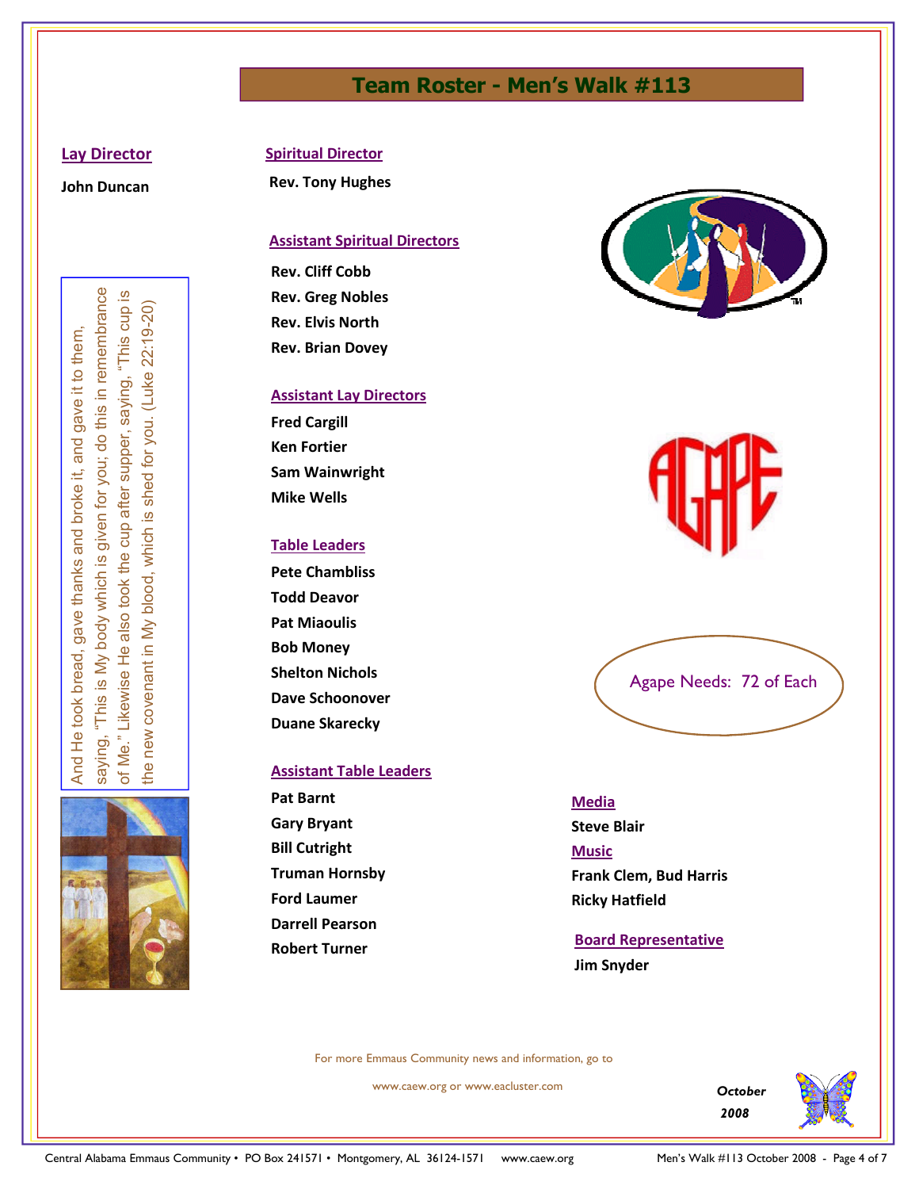# Team Roster - Men's Walk #113

**Lay Director**

John Duncan

**Spiritual Director**

Rev. Tony Hughes

**Assistant Spiritual Directors**

Rev. Cliff Cobb
Rev. Greg Nobles
Rev. Elvis North
Rev. Brian Dovey

**Assistant Lay Directors**

Fred Cargill
Ken Fortier
Sam Wainwright
Mike Wells

**Table Leaders**

Pete Chambliss
Todd Deavor
Pat Miaoulis
Bob Money
Shelton Nichols
Dave Schoonover
Duane Skarecky

**Assistant Table Leaders**

Pat Barnt
Gary Bryant
Bill Cutright
Truman Hornsby
Ford Laumer
Darrell Pearson
Robert Turner

And He took bread, gave thanks and broke it, and gave it to them, saying, "This is My body which is given for you; do this in remembrance of Me." Likewise He also took the cup after supper, saying, "This cup is the new covenant in My blood, which is shed for you. (Luke 22:19-20)

AGAPE

Agape Needs: 72 of Each

**Media**

Steve Blair

**Music**

Frank Clem, Bud Harris
Ricky Hatfield

**Board Representative**

Jim Snyder

For more Emmaus Community news and information, go to

www.caew.org or www.eacluster.com

*October 2008*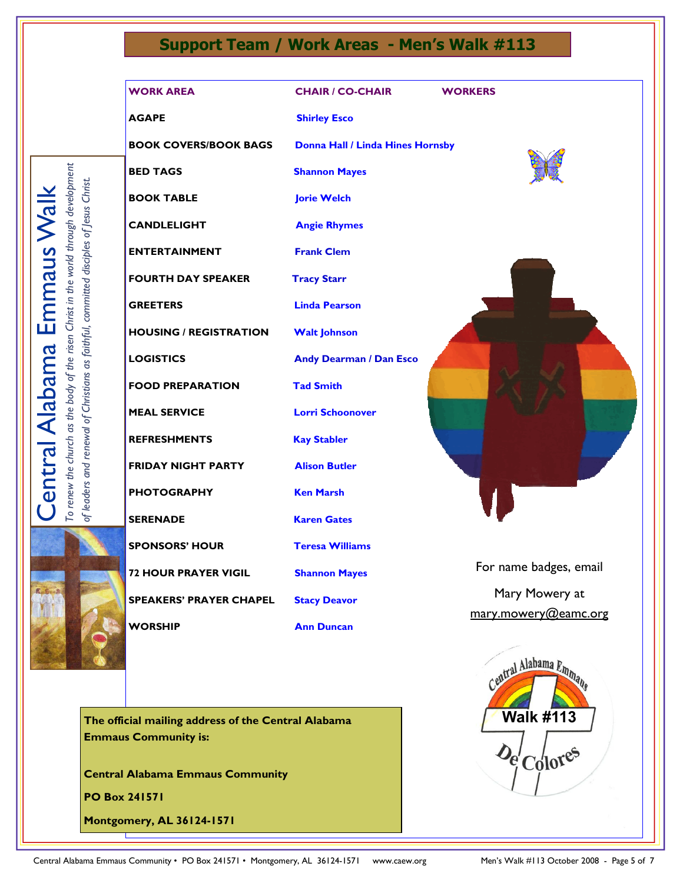# Support Team / Work Areas - Men's Walk #113

| WORK AREA | CHAIR / CO-CHAIR | WORKERS |
|---|---|---|
| AGAPE | Shirley Esco | |
| BOOK COVERS/BOOK BAGS | Donna Hall / Linda Hines Hornsby | |
| BED TAGS | Shannon Mayes | |
| BOOK TABLE | Jorie Welch | |
| CANDLELIGHT | Angie Rhymes | |
| ENTERTAINMENT | Frank Clem | |
| FOURTH DAY SPEAKER | Tracy Starr | |
| GREETERS | Linda Pearson | |
| HOUSING / REGISTRATION | Walt Johnson | |
| LOGISTICS | Andy Dearman / Dan Esco | |
| FOOD PREPARATION | Tad Smith | |
| MEAL SERVICE | Lorri Schoonover | |
| REFRESHMENTS | Kay Stabler | |
| FRIDAY NIGHT PARTY | Alison Butler | |
| PHOTOGRAPHY | Ken Marsh | |
| SERENADE | Karen Gates | |
| SPONSORS' HOUR | Teresa Williams | |
| 72 HOUR PRAYER VIGIL | Shannon Mayes | |
| SPEAKERS' PRAYER CHAPEL | Stacy Deavor | |
| WORSHIP | Ann Duncan | |

Central Alabama Emmaus Walk

*To renew the church as the body of the risen Christ in the world through development of leaders and renewal of Christians as faithful, committed disciples of Jesus Christ.*

For name badges, email Mary Mowery at mary.mowery@eamc.org

Central Alabama Emmaus Walk #113 De Colores

**The official mailing address of the Central Alabama Emmaus Community is:**

**Central Alabama Emmaus Community**

**PO Box 241571**

**Montgomery, AL 36124-1571**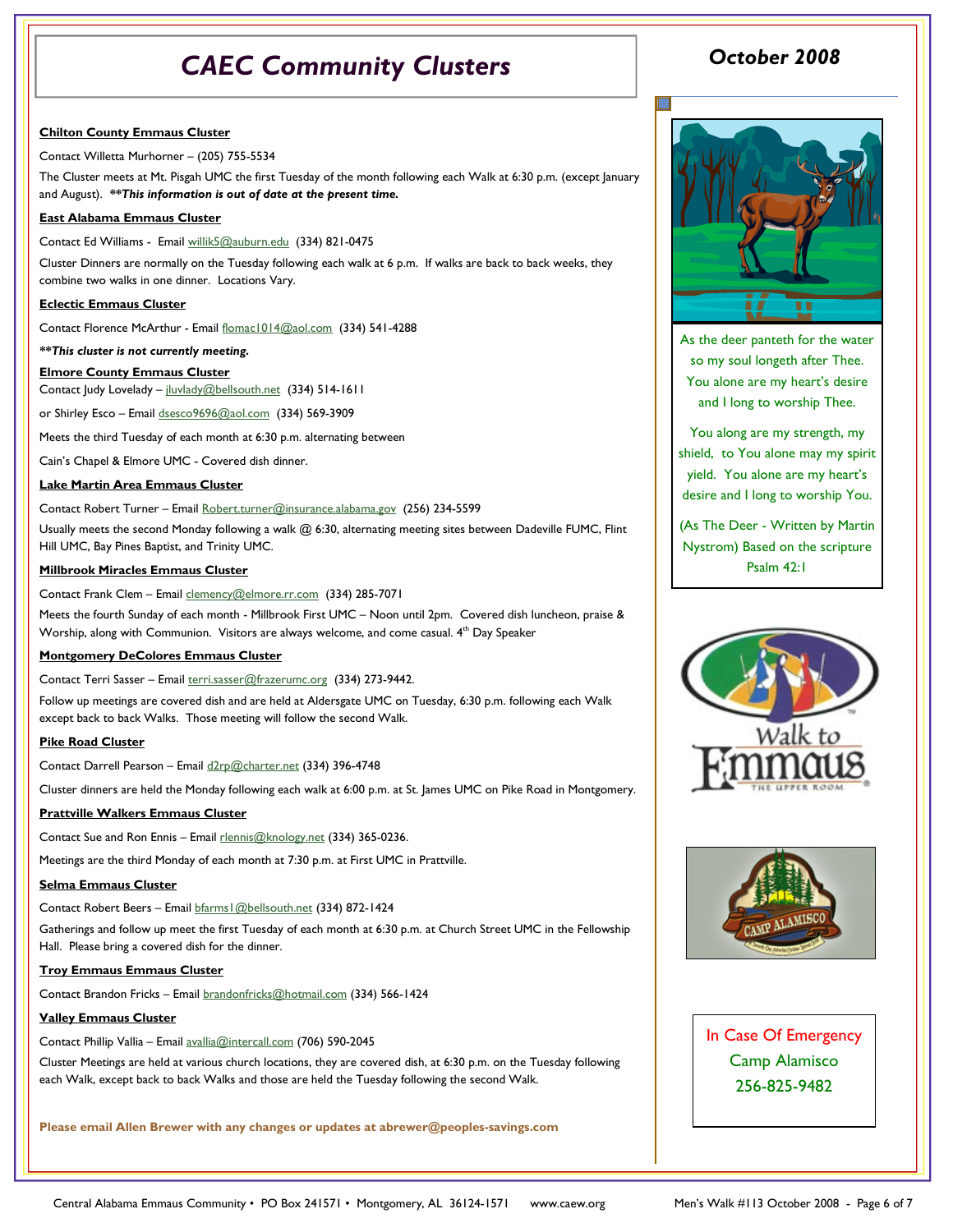# CAEC Community Clusters

**October 2008**

**Chilton County Emmaus Cluster**

Contact Willetta Murhorner – (205) 755-5534

The Cluster meets at Mt. Pisgah UMC the first Tuesday of the month following each Walk at 6:30 p.m. (except January and August). ***\*\*This information is out of date at the present time.***

**East Alabama Emmaus Cluster**

Contact Ed Williams - Email willik5@auburn.edu (334) 821-0475

Cluster Dinners are normally on the Tuesday following each walk at 6 p.m. If walks are back to back weeks, they combine two walks in one dinner. Locations Vary.

**Eclectic Emmaus Cluster**

Contact Florence McArthur - Email flomac1014@aol.com (334) 541-4288

***\*\*This cluster is not currently meeting.***

**Elmore County Emmaus Cluster**

Contact Judy Lovelady – jluvlady@bellsouth.net (334) 514-1611

or Shirley Esco – Email dsesco9696@aol.com (334) 569-3909

Meets the third Tuesday of each month at 6:30 p.m. alternating between

Cain's Chapel & Elmore UMC - Covered dish dinner.

**Lake Martin Area Emmaus Cluster**

Contact Robert Turner – Email Robert.turner@insurance.alabama.gov (256) 234-5599

Usually meets the second Monday following a walk @ 6:30, alternating meeting sites between Dadeville FUMC, Flint Hill UMC, Bay Pines Baptist, and Trinity UMC.

**Millbrook Miracles Emmaus Cluster**

Contact Frank Clem – Email clemency@elmore.rr.com (334) 285-7071

Meets the fourth Sunday of each month - Millbrook First UMC – Noon until 2pm. Covered dish luncheon, praise & Worship, along with Communion. Visitors are always welcome, and come casual. 4th Day Speaker

**Montgomery DeColores Emmaus Cluster**

Contact Terri Sasser – Email terri.sasser@frazerumc.org (334) 273-9442.

Follow up meetings are covered dish and are held at Aldersgate UMC on Tuesday, 6:30 p.m. following each Walk except back to back Walks. Those meeting will follow the second Walk.

**Pike Road Cluster**

Contact Darrell Pearson – Email d2rp@charter.net (334) 396-4748

Cluster dinners are held the Monday following each walk at 6:00 p.m. at St. James UMC on Pike Road in Montgomery.

**Prattville Walkers Emmaus Cluster**

Contact Sue and Ron Ennis – Email rlennis@knology.net (334) 365-0236.

Meetings are the third Monday of each month at 7:30 p.m. at First UMC in Prattville.

**Selma Emmaus Cluster**

Contact Robert Beers – Email bfarms1@bellsouth.net (334) 872-1424

Gatherings and follow up meet the first Tuesday of each month at 6:30 p.m. at Church Street UMC in the Fellowship Hall. Please bring a covered dish for the dinner.

**Troy Emmaus Emmaus Cluster**

Contact Brandon Fricks – Email brandonfricks@hotmail.com (334) 566-1424

**Valley Emmaus Cluster**

Contact Phillip Vallia – Email avallia@intercall.com (706) 590-2045

Cluster Meetings are held at various church locations, they are covered dish, at 6:30 p.m. on the Tuesday following each Walk, except back to back Walks and those are held the Tuesday following the second Walk.

**Please email Allen Brewer with any changes or updates at abrewer@peoples-savings.com**

---

As the deer panteth for the water so my soul longeth after Thee. You alone are my heart's desire and I long to worship Thee.

You along are my strength, my shield, to You alone may my spirit yield. You alone are my heart's desire and I long to worship You.

(As The Deer - Written by Martin Nystrom) Based on the scripture Psalm 42:1

---

In Case Of Emergency
Camp Alamisco
256-825-9482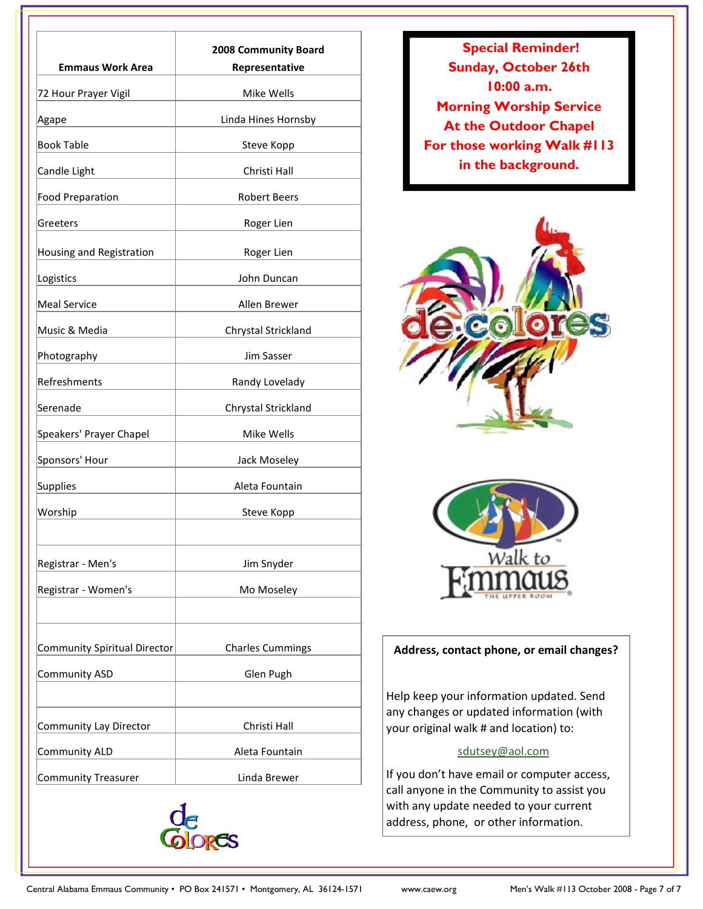| Emmaus Work Area | 2008 Community Board Representative |
|---|---|
| 72 Hour Prayer Vigil | Mike Wells |
| Agape | Linda Hines Hornsby |
| Book Table | Steve Kopp |
| Candle Light | Christi Hall |
| Food Preparation | Robert Beers |
| Greeters | Roger Lien |
| Housing and Registration | Roger Lien |
| Logistics | John Duncan |
| Meal Service | Allen Brewer |
| Music & Media | Chrystal Strickland |
| Photography | Jim Sasser |
| Refreshments | Randy Lovelady |
| Serenade | Chrystal Strickland |
| Speakers' Prayer Chapel | Mike Wells |
| Sponsors' Hour | Jack Moseley |
| Supplies | Aleta Fountain |
| Worship | Steve Kopp |
| | |
| Registrar - Men's | Jim Snyder |
| Registrar - Women's | Mo Moseley |
| | |
| Community Spiritual Director | Charles Cummings |
| Community ASD | Glen Pugh |
| | |
| Community Lay Director | Christi Hall |
| Community ALD | Aleta Fountain |
| Community Treasurer | Linda Brewer |

de Colores

**Special Reminder!**
**Sunday, October 26th**
**10:00 a.m.**
**Morning Worship Service**
**At the Outdoor Chapel**
**For those working Walk #113**
**in the background.**

de colores

Walk to Emmaus
THE UPPER ROOM

**Address, contact phone, or email changes?**

Help keep your information updated. Send any changes or updated information (with your original walk # and location) to:

sdutsey@aol.com

If you don't have email or computer access, call anyone in the Community to assist you with any update needed to your current address, phone, or other information.

Central Alabama Emmaus Community • PO Box 241571 • Montgomery, AL 36124-1571 www.caew.org